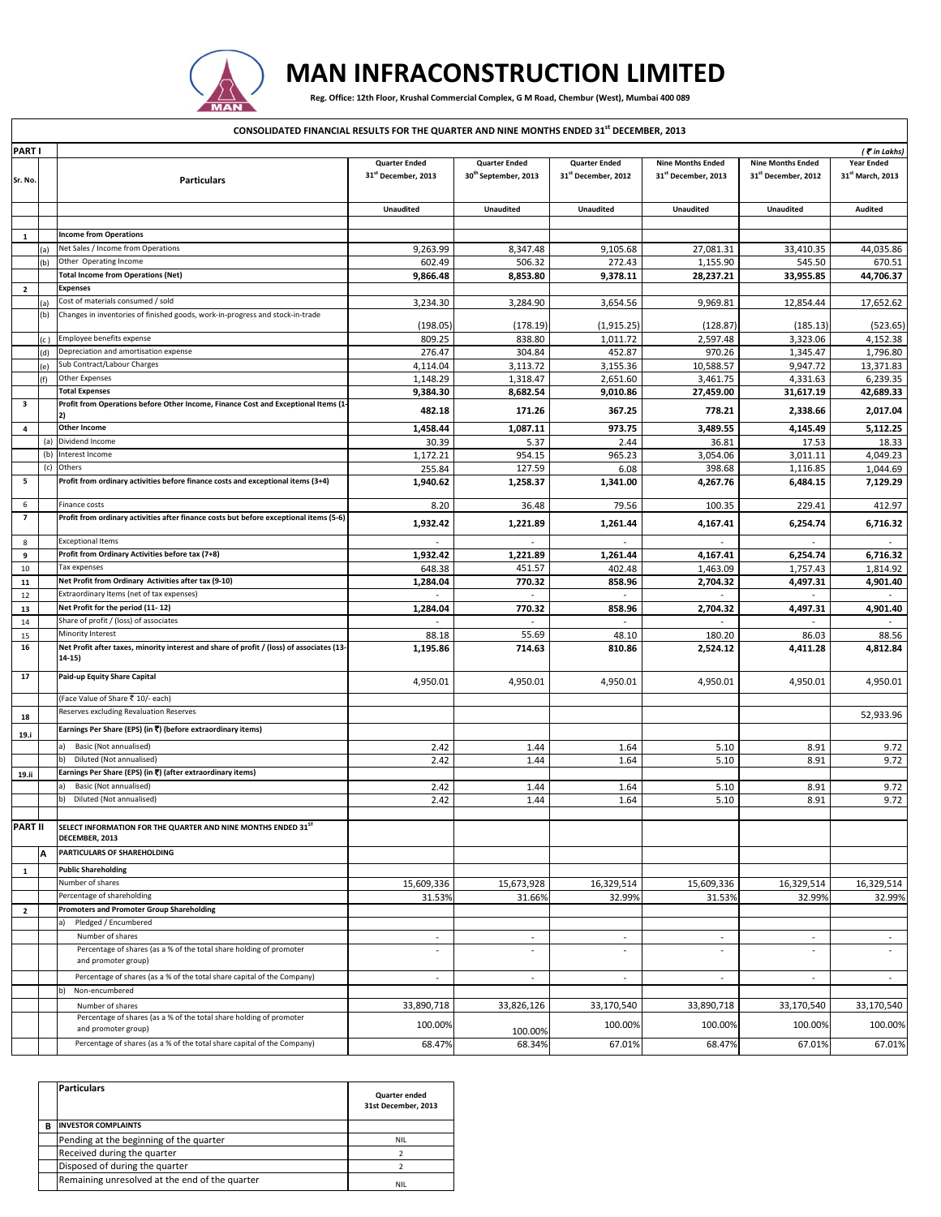# MAN INFRACONSTRUCTION LIMITED

**Reg. Office: 12th Floor, Krushal Commercial Complex, G M Road, Chembur (West), Mumbai 400 089**

## CONSOLIDATED FINANCIAL RESULTS FOR THE QUARTER AND NINE MONTHS ENDED 31st DECEMBER, 2013

**PART I** (₹ in Lakhs)

| Sr. No. | | Particulars | Quarter Ended 31st December, 2013 | Quarter Ended 30th September, 2013 | Quarter Ended 31st December, 2012 | Nine Months Ended 31st December, 2013 | Nine Months Ended 31st December, 2012 | Year Ended 31st March, 2013 |
|---|---|---|---|---|---|---|---|---|
| | | | Unaudited | Unaudited | Unaudited | Unaudited | Unaudited | Audited |
| 1 | | **Income from Operations** | | | | | | |
| | (a) | Net Sales / Income from Operations | 9,263.99 | 8,347.48 | 9,105.68 | 27,081.31 | 33,410.35 | 44,035.86 |
| | (b) | Other Operating Income | 602.49 | 506.32 | 272.43 | 1,155.90 | 545.50 | 670.51 |
| | | **Total Income from Operations (Net)** | **9,866.48** | **8,853.80** | **9,378.11** | **28,237.21** | **33,955.85** | **44,706.37** |
| 2 | | **Expenses** | | | | | | |
| | (a) | Cost of materials consumed / sold | 3,234.30 | 3,284.90 | 3,654.56 | 9,969.81 | 12,854.44 | 17,652.62 |
| | (b) | Changes in inventories of finished goods, work-in-progress and stock-in-trade | (198.05) | (178.19) | (1,915.25) | (128.87) | (185.13) | (523.65) |
| | (c) | Employee benefits expense | 809.25 | 838.80 | 1,011.72 | 2,597.48 | 3,323.06 | 4,152.38 |
| | (d) | Depreciation and amortisation expense | 276.47 | 304.84 | 452.87 | 970.26 | 1,345.47 | 1,796.80 |
| | (e) | Sub Contract/Labour Charges | 4,114.04 | 3,113.72 | 3,155.36 | 10,588.57 | 9,947.72 | 13,371.83 |
| | (f) | Other Expenses | 1,148.29 | 1,318.47 | 2,651.60 | 3,461.75 | 4,331.63 | 6,239.35 |
| | | **Total Expenses** | **9,384.30** | **8,682.54** | **9,010.86** | **27,459.00** | **31,617.19** | **42,689.33** |
| 3 | | **Profit from Operations before Other Income, Finance Cost and Exceptional Items (1-2)** | **482.18** | **171.26** | **367.25** | **778.21** | **2,338.66** | **2,017.04** |
| 4 | | **Other Income** | **1,458.44** | **1,087.11** | **973.75** | **3,489.55** | **4,145.49** | **5,112.25** |
| | (a) | Dividend Income | 30.39 | 5.37 | 2.44 | 36.81 | 17.53 | 18.33 |
| | (b) | Interest Income | 1,172.21 | 954.15 | 965.23 | 3,054.06 | 3,011.11 | 4,049.23 |
| | (c) | Others | 255.84 | 127.59 | 6.08 | 398.68 | 1,116.85 | 1,044.69 |
| 5 | | **Profit from ordinary activities before finance costs and exceptional items (3+4)** | **1,940.62** | **1,258.37** | **1,341.00** | **4,267.76** | **6,484.15** | **7,129.29** |
| 6 | | Finance costs | 8.20 | 36.48 | 79.56 | 100.35 | 229.41 | 412.97 |
| 7 | | **Profit from ordinary activities after finance costs but before exceptional items (5-6)** | **1,932.42** | **1,221.89** | **1,261.44** | **4,167.41** | **6,254.74** | **6,716.32** |
| 8 | | Exceptional Items | - | - | - | - | - | - |
| 9 | | **Profit from Ordinary Activities before tax (7+8)** | **1,932.42** | **1,221.89** | **1,261.44** | **4,167.41** | **6,254.74** | **6,716.32** |
| 10 | | Tax expenses | 648.38 | 451.57 | 402.48 | 1,463.09 | 1,757.43 | 1,814.92 |
| 11 | | **Net Profit from Ordinary Activities after tax (9-10)** | **1,284.04** | **770.32** | **858.96** | **2,704.32** | **4,497.31** | **4,901.40** |
| 12 | | Extraordinary Items (net of tax expenses) | - | - | - | - | - | - |
| 13 | | **Net Profit for the period (11- 12)** | **1,284.04** | **770.32** | **858.96** | **2,704.32** | **4,497.31** | **4,901.40** |
| 14 | | Share of profit / (loss) of associates | - | - | - | - | - | - |
| 15 | | Minority Interest | 88.18 | 55.69 | 48.10 | 180.20 | 86.03 | 88.56 |
| 16 | | **Net Profit after taxes, minority interest and share of profit / (loss) of associates (13-14-15)** | **1,195.86** | **714.63** | **810.86** | **2,524.12** | **4,411.28** | **4,812.84** |
| 17 | | **Paid-up Equity Share Capital** | 4,950.01 | 4,950.01 | 4,950.01 | 4,950.01 | 4,950.01 | 4,950.01 |
| | | (Face Value of Share ₹ 10/- each) | | | | | | |
| 18 | | Reserves excluding Revaluation Reserves | | | | | | 52,933.96 |
| 19.i | | **Earnings Per Share (EPS) (in ₹) (before extraordinary items)** | | | | | | |
| | | a) Basic (Not annualised) | 2.42 | 1.44 | 1.64 | 5.10 | 8.91 | 9.72 |
| | | b) Diluted (Not annualised) | 2.42 | 1.44 | 1.64 | 5.10 | 8.91 | 9.72 |
| 19.ii | | **Earnings Per Share (EPS) (in ₹) (after extraordinary items)** | | | | | | |
| | | a) Basic (Not annualised) | 2.42 | 1.44 | 1.64 | 5.10 | 8.91 | 9.72 |
| | | b) Diluted (Not annualised) | 2.42 | 1.44 | 1.64 | 5.10 | 8.91 | 9.72 |
| **PART II** | | **SELECT INFORMATION FOR THE QUARTER AND NINE MONTHS ENDED 31ST DECEMBER, 2013** | | | | | | |
| | **A** | **PARTICULARS OF SHAREHOLDING** | | | | | | |
| 1 | | **Public Shareholding** | | | | | | |
| | | Number of shares | 15,609,336 | 15,673,928 | 16,329,514 | 15,609,336 | 16,329,514 | 16,329,514 |
| | | Percentage of shareholding | 31.53% | 31.66% | 32.99% | 31.53% | 32.99% | 32.99% |
| 2 | | **Promoters and Promoter Group Shareholding** | | | | | | |
| | | a) Pledged / Encumbered | | | | | | |
| | | Number of shares | - | - | - | - | - | - |
| | | Percentage of shares (as a % of the total share holding of promoter and promoter group) | - | - | - | - | - | - |
| | | Percentage of shares (as a % of the total share capital of the Company) | - | - | - | - | - | - |
| | | b) Non-encumbered | | | | | | |
| | | Number of shares | 33,890,718 | 33,826,126 | 33,170,540 | 33,890,718 | 33,170,540 | 33,170,540 |
| | | Percentage of shares (as a % of the total share holding of promoter and promoter group) | 100.00% | 100.00% | 100.00% | 100.00% | 100.00% | 100.00% |
| | | Percentage of shares (as a % of the total share capital of the Company) | 68.47% | 68.34% | 67.01% | 68.47% | 67.01% | 67.01% |

| | Particulars | Quarter ended 31st December, 2013 |
|---|---|---|
| **B** | **INVESTOR COMPLAINTS** | |
| | Pending at the beginning of the quarter | NIL |
| | Received during the quarter | 2 |
| | Disposed of during the quarter | 2 |
| | Remaining unresolved at the end of the quarter | NIL |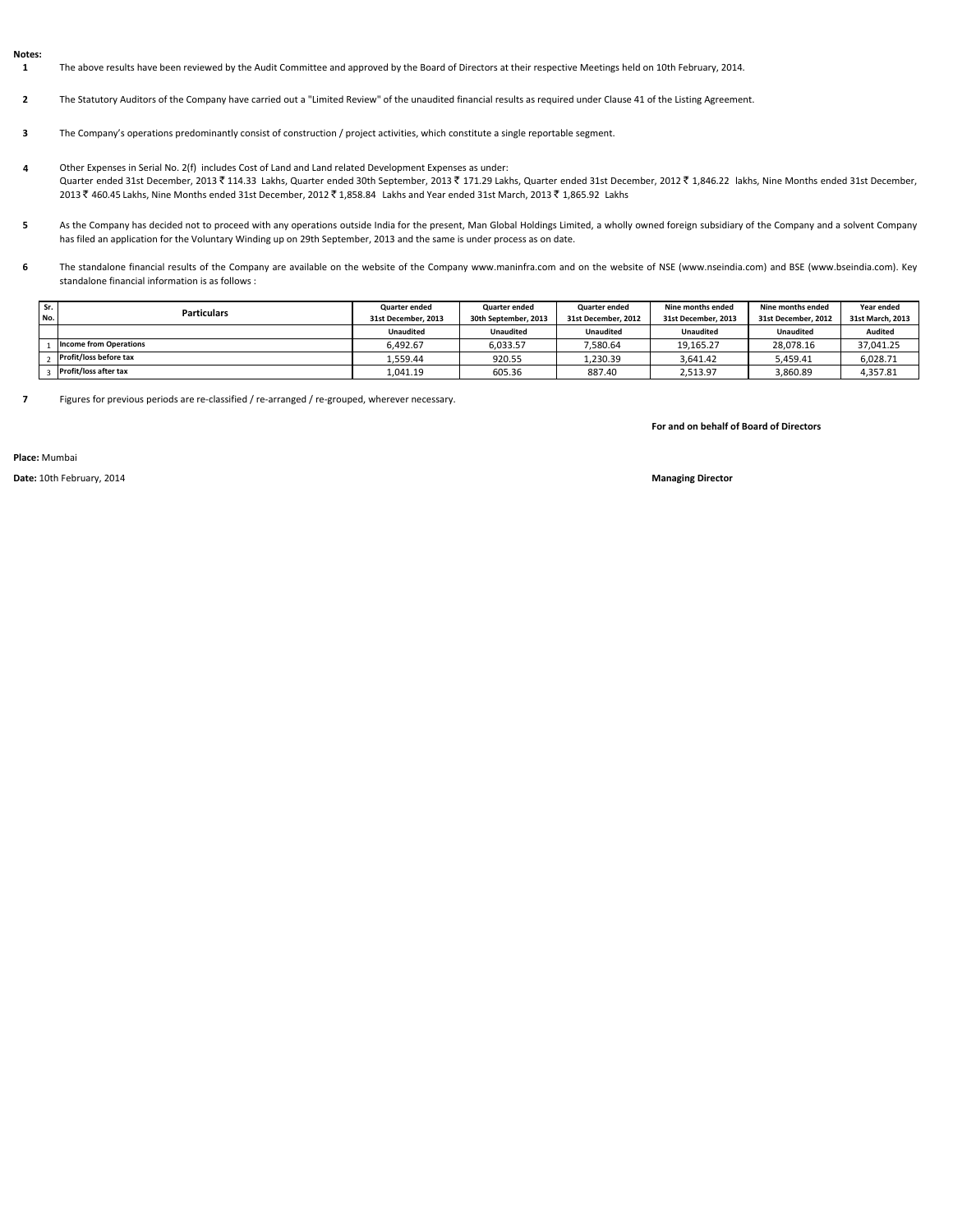**Notes:**

1. The above results have been reviewed by the Audit Committee and approved by the Board of Directors at their respective Meetings held on 10th February, 2014.

2. The Statutory Auditors of the Company have carried out a "Limited Review" of the unaudited financial results as required under Clause 41 of the Listing Agreement.

3. The Company's operations predominantly consist of construction / project activities, which constitute a single reportable segment.

4. Other Expenses in Serial No. 2(f) includes Cost of Land and Land related Development Expenses as under:
   Quarter ended 31st December, 2013 ₹ 114.33 Lakhs, Quarter ended 30th September, 2013 ₹ 171.29 Lakhs, Quarter ended 31st December, 2012 ₹ 1,846.22 lakhs, Nine Months ended 31st December, 2013 ₹ 460.45 Lakhs, Nine Months ended 31st December, 2012 ₹ 1,858.84 Lakhs and Year ended 31st March, 2013 ₹ 1,865.92 Lakhs

5. As the Company has decided not to proceed with any operations outside India for the present, Man Global Holdings Limited, a wholly owned foreign subsidiary of the Company and a solvent Company has filed an application for the Voluntary Winding up on 29th September, 2013 and the same is under process as on date.

6. The standalone financial results of the Company are available on the website of the Company www.maninfra.com and on the website of NSE (www.nseindia.com) and BSE (www.bseindia.com). Key standalone financial information is as follows :

| Sr. No. | Particulars | Quarter ended 31st December, 2013 | Quarter ended 30th September, 2013 | Quarter ended 31st December, 2012 | Nine months ended 31st December, 2013 | Nine months ended 31st December, 2012 | Year ended 31st March, 2013 |
|---|---|---|---|---|---|---|---|
| | | Unaudited | Unaudited | Unaudited | Unaudited | Unaudited | Audited |
| 1 | Income from Operations | 6,492.67 | 6,033.57 | 7,580.64 | 19,165.27 | 28,078.16 | 37,041.25 |
| 2 | Profit/loss before tax | 1,559.44 | 920.55 | 1,230.39 | 3,641.42 | 5,459.41 | 6,028.71 |
| 3 | Profit/loss after tax | 1,041.19 | 605.36 | 887.40 | 2,513.97 | 3,860.89 | 4,357.81 |

7. Figures for previous periods are re-classified / re-arranged / re-grouped, wherever necessary.

**For and on behalf of Board of Directors**

**Place:** Mumbai

**Date:** 10th February, 2014

**Managing Director**